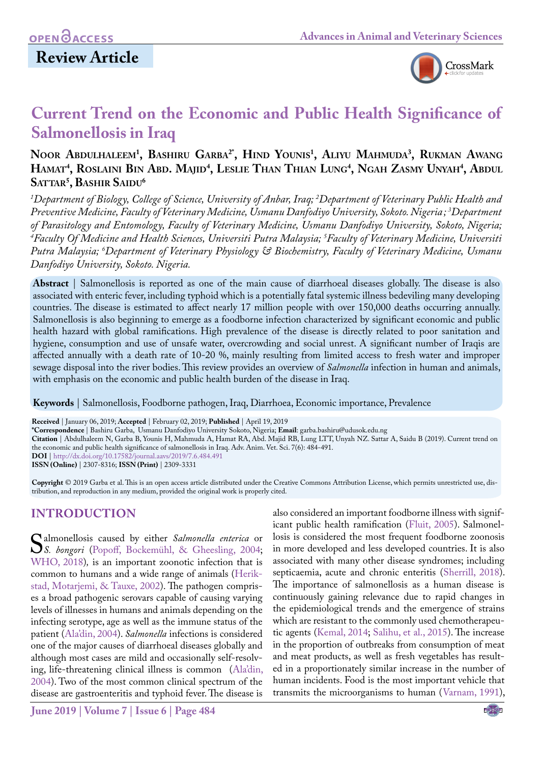Review Article

# Current Trend on the Economic and Public Health Significance of Salmonellosis in Iraq

**Noor Abdulhaleem[1], Bashiru Garba[2*], Hind Younis[1], Aliyu Mahmuda[3], Rukman Awang Hamat[4], Roslaini Bin Abd. Majid[4], Leslie Than Thian Lung[4], Ngah Zasmy Unyah[4], Abdul Sattar[5], Bashir Saidu[6]**

*[1]Department of Biology, College of Science, University of Anbar, Iraq; [2]Department of Veterinary Public Health and Preventive Medicine, Faculty of Veterinary Medicine, Usmanu Danfodiyo University, Sokoto. Nigeria; [3]Department of Parasitology and Entomology, Faculty of Veterinary Medicine, Usmanu Danfodiyo University, Sokoto, Nigeria; [4]Faculty Of Medicine and Health Sciences, Universiti Putra Malaysia; [5]Faculty of Veterinary Medicine, Universiti Putra Malaysia; [6]Department of Veterinary Physiology & Biochemistry, Faculty of Veterinary Medicine, Usmanu Danfodiyo University, Sokoto. Nigeria.*

**Abstract** | Salmonellosis is reported as one of the main cause of diarrhoeal diseases globally. The disease is also associated with enteric fever, including typhoid which is a potentially fatal systemic illness bedeviling many developing countries. The disease is estimated to affect nearly 17 million people with over 150,000 deaths occurring annually. Salmonellosis is also beginning to emerge as a foodborne infection characterized by significant economic and public health hazard with global ramifications. High prevalence of the disease is directly related to poor sanitation and hygiene, consumption and use of unsafe water, overcrowding and social unrest. A significant number of Iraqis are affected annually with a death rate of 10-20 %, mainly resulting from limited access to fresh water and improper sewage disposal into the river bodies. This review provides an overview of *Salmonella* infection in human and animals, with emphasis on the economic and public health burden of the disease in Iraq.

**Keywords** | Salmonellosis, Foodborne pathogen, Iraq, Diarrhoea, Economic importance, Prevalence

**Received** | January 06, 2019; **Accepted** | February 02, 2019; **Published** | April 19, 2019
**\*Correspondence** | Bashiru Garba, Usmanu Danfodiyo University Sokoto, Nigeria; **Email**: garba.bashiru@udusok.edu.ng
**Citation** | Abdulhaleem N, Garba B, Younis H, Mahmuda A, Hamat RA, Abd. Majid RB, Lung LTT, Unyah NZ. Sattar A, Saidu B (2019). Current trend on the economic and public health significance of salmonellosis in Iraq. Adv. Anim. Vet. Sci. 7(6): 484-491.
**DOI** | http://dx.doi.org/10.17582/journal.aavs/2019/7.6.484.491
**ISSN (Online)** | 2307-8316; **ISSN (Print)** | 2309-3331

**Copyright** © 2019 Garba et al. This is an open access article distributed under the Creative Commons Attribution License, which permits unrestricted use, distribution, and reproduction in any medium, provided the original work is properly cited.

## INTRODUCTION

Salmonellosis caused by either *Salmonella enterica* or *S. bongori* (Popoff, Bockemühl, & Gheesling, 2004; WHO, 2018), is an important zoonotic infection that is common to humans and a wide range of animals (Herikstad, Motarjemi, & Tauxe, 2002). The pathogen comprises a broad pathogenic serovars capable of causing varying levels of illnesses in humans and animals depending on the infecting serotype, age as well as the immune status of the patient (Ala'din, 2004). *Salmonella* infections is considered one of the major causes of diarrhoeal diseases globally and although most cases are mild and occasionally self-resolving, life-threatening clinical illness is common (Ala'din, 2004). Two of the most common clinical spectrum of the disease are gastroenteritis and typhoid fever. The disease is also considered an important foodborne illness with significant public health ramification (Fluit, 2005). Salmonellosis is considered the most frequent foodborne zoonosis in more developed and less developed countries. It is also associated with many other disease syndromes; including septicaemia, acute and chronic enteritis (Sherrill, 2018). The importance of salmonellosis as a human disease is continuously gaining relevance due to rapid changes in the epidemiological trends and the emergence of strains which are resistant to the commonly used chemotherapeutic agents (Kemal, 2014; Salihu, et al., 2015). The increase in the proportion of outbreaks from consumption of meat and meat products, as well as fresh vegetables has resulted in a proportionately similar increase in the number of human incidents. Food is the most important vehicle that transmits the microorganisms to human (Varnam, 1991),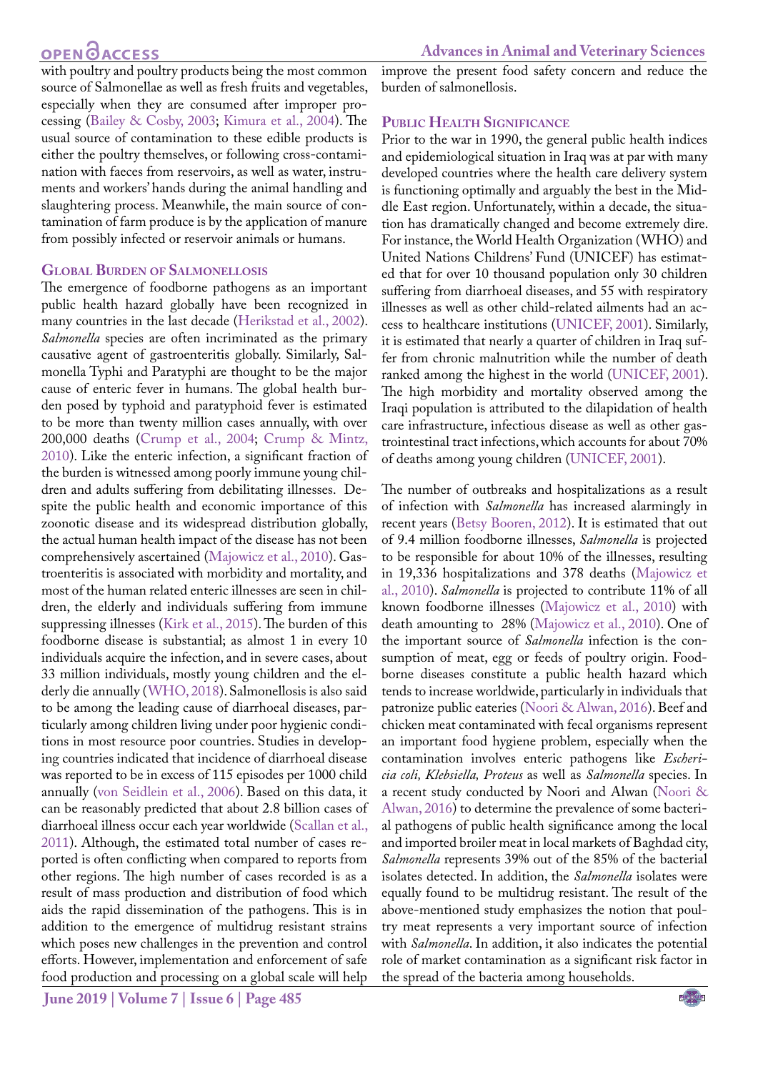with poultry and poultry products being the most common source of Salmonellae as well as fresh fruits and vegetables, especially when they are consumed after improper processing (Bailey & Cosby, 2003; Kimura et al., 2004). The usual source of contamination to these edible products is either the poultry themselves, or following cross-contamination with faeces from reservoirs, as well as water, instruments and workers' hands during the animal handling and slaughtering process. Meanwhile, the main source of contamination of farm produce is by the application of manure from possibly infected or reservoir animals or humans.

## Global Burden of Salmonellosis

The emergence of foodborne pathogens as an important public health hazard globally have been recognized in many countries in the last decade (Herikstad et al., 2002). *Salmonella* species are often incriminated as the primary causative agent of gastroenteritis globally. Similarly, Salmonella Typhi and Paratyphi are thought to be the major cause of enteric fever in humans. The global health burden posed by typhoid and paratyphoid fever is estimated to be more than twenty million cases annually, with over 200,000 deaths (Crump et al., 2004; Crump & Mintz, 2010). Like the enteric infection, a significant fraction of the burden is witnessed among poorly immune young children and adults suffering from debilitating illnesses. Despite the public health and economic importance of this zoonotic disease and its widespread distribution globally, the actual human health impact of the disease has not been comprehensively ascertained (Majowicz et al., 2010). Gastroenteritis is associated with morbidity and mortality, and most of the human related enteric illnesses are seen in children, the elderly and individuals suffering from immune suppressing illnesses (Kirk et al., 2015). The burden of this foodborne disease is substantial; as almost 1 in every 10 individuals acquire the infection, and in severe cases, about 33 million individuals, mostly young children and the elderly die annually (WHO, 2018). Salmonellosis is also said to be among the leading cause of diarrhoeal diseases, particularly among children living under poor hygienic conditions in most resource poor countries. Studies in developing countries indicated that incidence of diarrhoeal disease was reported to be in excess of 115 episodes per 1000 child annually (von Seidlein et al., 2006). Based on this data, it can be reasonably predicted that about 2.8 billion cases of diarrhoeal illness occur each year worldwide (Scallan et al., 2011). Although, the estimated total number of cases reported is often conflicting when compared to reports from other regions. The high number of cases recorded is as a result of mass production and distribution of food which aids the rapid dissemination of the pathogens. This is in addition to the emergence of multidrug resistant strains which poses new challenges in the prevention and control efforts. However, implementation and enforcement of safe food production and processing on a global scale will help improve the present food safety concern and reduce the burden of salmonellosis.

## Public Health Significance

Prior to the war in 1990, the general public health indices and epidemiological situation in Iraq was at par with many developed countries where the health care delivery system is functioning optimally and arguably the best in the Middle East region. Unfortunately, within a decade, the situation has dramatically changed and become extremely dire. For instance, the World Health Organization (WHO) and United Nations Childrens' Fund (UNICEF) has estimated that for over 10 thousand population only 30 children suffering from diarrhoeal diseases, and 55 with respiratory illnesses as well as other child-related ailments had an access to healthcare institutions (UNICEF, 2001). Similarly, it is estimated that nearly a quarter of children in Iraq suffer from chronic malnutrition while the number of death ranked among the highest in the world (UNICEF, 2001). The high morbidity and mortality observed among the Iraqi population is attributed to the dilapidation of health care infrastructure, infectious disease as well as other gastrointestinal tract infections, which accounts for about 70% of deaths among young children (UNICEF, 2001).

The number of outbreaks and hospitalizations as a result of infection with *Salmonella* has increased alarmingly in recent years (Betsy Booren, 2012). It is estimated that out of 9.4 million foodborne illnesses, *Salmonella* is projected to be responsible for about 10% of the illnesses, resulting in 19,336 hospitalizations and 378 deaths (Majowicz et al., 2010). *Salmonella* is projected to contribute 11% of all known foodborne illnesses (Majowicz et al., 2010) with death amounting to 28% (Majowicz et al., 2010). One of the important source of *Salmonella* infection is the consumption of meat, egg or feeds of poultry origin. Foodborne diseases constitute a public health hazard which tends to increase worldwide, particularly in individuals that patronize public eateries (Noori & Alwan, 2016). Beef and chicken meat contaminated with fecal organisms represent an important food hygiene problem, especially when the contamination involves enteric pathogens like *Escherichia coli, Klebsiella, Proteus* as well as *Salmonella* species. In a recent study conducted by Noori and Alwan (Noori & Alwan, 2016) to determine the prevalence of some bacterial pathogens of public health significance among the local and imported broiler meat in local markets of Baghdad city, *Salmonella* represents 39% out of the 85% of the bacterial isolates detected. In addition, the *Salmonella* isolates were equally found to be multidrug resistant. The result of the above-mentioned study emphasizes the notion that poultry meat represents a very important source of infection with *Salmonella*. In addition, it also indicates the potential role of market contamination as a significant risk factor in the spread of the bacteria among households.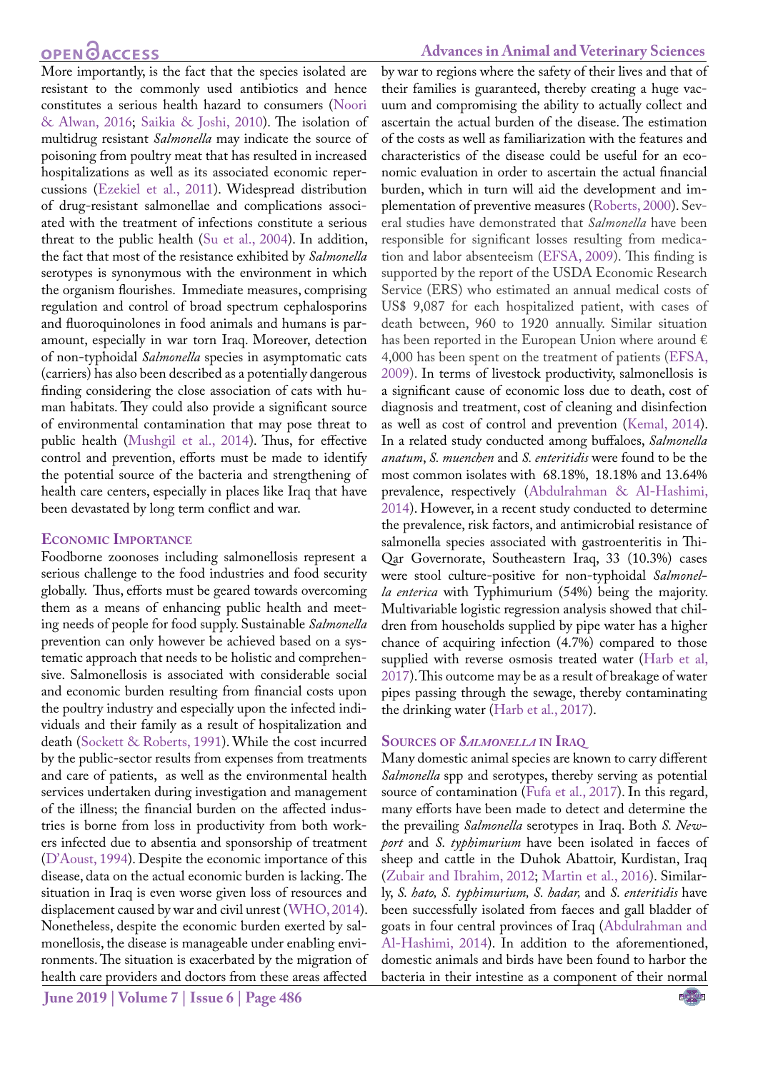More importantly, is the fact that the species isolated are resistant to the commonly used antibiotics and hence constitutes a serious health hazard to consumers (Noori & Alwan, 2016; Saikia & Joshi, 2010). The isolation of multidrug resistant *Salmonella* may indicate the source of poisoning from poultry meat that has resulted in increased hospitalizations as well as its associated economic repercussions (Ezekiel et al., 2011). Widespread distribution of drug-resistant salmonellae and complications associated with the treatment of infections constitute a serious threat to the public health (Su et al., 2004). In addition, the fact that most of the resistance exhibited by *Salmonella* serotypes is synonymous with the environment in which the organism flourishes. Immediate measures, comprising regulation and control of broad spectrum cephalosporins and fluoroquinolones in food animals and humans is paramount, especially in war torn Iraq. Moreover, detection of non-typhoidal *Salmonella* species in asymptomatic cats (carriers) has also been described as a potentially dangerous finding considering the close association of cats with human habitats. They could also provide a significant source of environmental contamination that may pose threat to public health (Mushgil et al., 2014). Thus, for effective control and prevention, efforts must be made to identify the potential source of the bacteria and strengthening of health care centers, especially in places like Iraq that have been devastated by long term conflict and war.

## Economic Importance

Foodborne zoonoses including salmonellosis represent a serious challenge to the food industries and food security globally. Thus, efforts must be geared towards overcoming them as a means of enhancing public health and meeting needs of people for food supply. Sustainable *Salmonella* prevention can only however be achieved based on a systematic approach that needs to be holistic and comprehensive. Salmonellosis is associated with considerable social and economic burden resulting from financial costs upon the poultry industry and especially upon the infected individuals and their family as a result of hospitalization and death (Sockett & Roberts, 1991). While the cost incurred by the public-sector results from expenses from treatments and care of patients, as well as the environmental health services undertaken during investigation and management of the illness; the financial burden on the affected industries is borne from loss in productivity from both workers infected due to absentia and sponsorship of treatment (D'Aoust, 1994). Despite the economic importance of this disease, data on the actual economic burden is lacking. The situation in Iraq is even worse given loss of resources and displacement caused by war and civil unrest (WHO, 2014). Nonetheless, despite the economic burden exerted by salmonellosis, the disease is manageable under enabling environments. The situation is exacerbated by the migration of health care providers and doctors from these areas affected by war to regions where the safety of their lives and that of their families is guaranteed, thereby creating a huge vacuum and compromising the ability to actually collect and ascertain the actual burden of the disease. The estimation of the costs as well as familiarization with the features and characteristics of the disease could be useful for an economic evaluation in order to ascertain the actual financial burden, which in turn will aid the development and implementation of preventive measures (Roberts, 2000). Several studies have demonstrated that *Salmonella* have been responsible for significant losses resulting from medication and labor absenteeism (EFSA, 2009). This finding is supported by the report of the USDA Economic Research Service (ERS) who estimated an annual medical costs of US$ 9,087 for each hospitalized patient, with cases of death between, 960 to 1920 annually. Similar situation has been reported in the European Union where around € 4,000 has been spent on the treatment of patients (EFSA, 2009). In terms of livestock productivity, salmonellosis is a significant cause of economic loss due to death, cost of diagnosis and treatment, cost of cleaning and disinfection as well as cost of control and prevention (Kemal, 2014). In a related study conducted among buffaloes, *Salmonella anatum*, *S. muenchen* and *S. enteritidis* were found to be the most common isolates with 68.18%, 18.18% and 13.64% prevalence, respectively (Abdulrahman & Al-Hashimi, 2014). However, in a recent study conducted to determine the prevalence, risk factors, and antimicrobial resistance of salmonella species associated with gastroenteritis in Thi-Qar Governorate, Southeastern Iraq, 33 (10.3%) cases were stool culture-positive for non-typhoidal *Salmonella enterica* with Typhimurium (54%) being the majority. Multivariable logistic regression analysis showed that children from households supplied by pipe water has a higher chance of acquiring infection (4.7%) compared to those supplied with reverse osmosis treated water (Harb et al, 2017). This outcome may be as a result of breakage of water pipes passing through the sewage, thereby contaminating the drinking water (Harb et al., 2017).

## Sources of *Salmonella* in Iraq

Many domestic animal species are known to carry different *Salmonella* spp and serotypes, thereby serving as potential source of contamination (Fufa et al., 2017). In this regard, many efforts have been made to detect and determine the the prevailing *Salmonella* serotypes in Iraq. Both *S. Newport* and *S. typhimurium* have been isolated in faeces of sheep and cattle in the Duhok Abattoir, Kurdistan, Iraq (Zubair and Ibrahim, 2012; Martin et al., 2016). Similarly, *S. hato, S. typhimurium, S. hadar,* and *S. enteritidis* have been successfully isolated from faeces and gall bladder of goats in four central provinces of Iraq (Abdulrahman and Al-Hashimi, 2014). In addition to the aforementioned, domestic animals and birds have been found to harbor the bacteria in their intestine as a component of their normal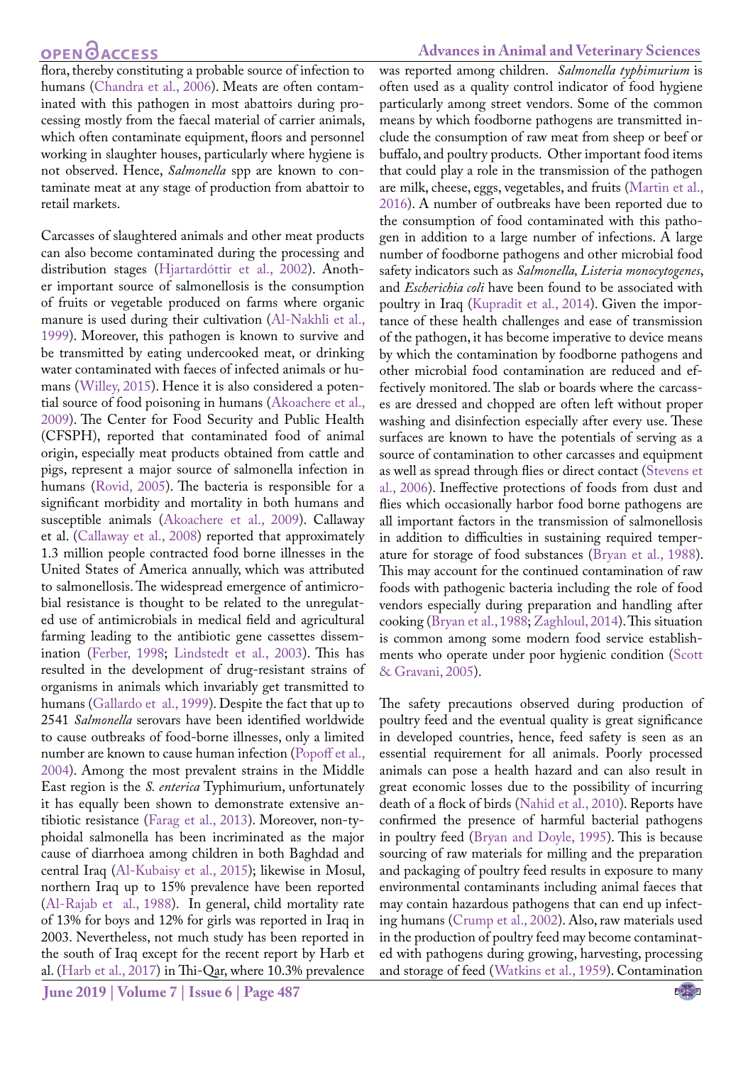flora, thereby constituting a probable source of infection to humans (Chandra et al., 2006). Meats are often contaminated with this pathogen in most abattoirs during processing mostly from the faecal material of carrier animals, which often contaminate equipment, floors and personnel working in slaughter houses, particularly where hygiene is not observed. Hence, *Salmonella* spp are known to contaminate meat at any stage of production from abattoir to retail markets.

Carcasses of slaughtered animals and other meat products can also become contaminated during the processing and distribution stages (Hjartardóttir et al., 2002). Another important source of salmonellosis is the consumption of fruits or vegetable produced on farms where organic manure is used during their cultivation (Al-Nakhli et al., 1999). Moreover, this pathogen is known to survive and be transmitted by eating undercooked meat, or drinking water contaminated with faeces of infected animals or humans (Willey, 2015). Hence it is also considered a potential source of food poisoning in humans (Akoachere et al., 2009). The Center for Food Security and Public Health (CFSPH), reported that contaminated food of animal origin, especially meat products obtained from cattle and pigs, represent a major source of salmonella infection in humans (Rovid, 2005). The bacteria is responsible for a significant morbidity and mortality in both humans and susceptible animals (Akoachere et al., 2009). Callaway et al. (Callaway et al., 2008) reported that approximately 1.3 million people contracted food borne illnesses in the United States of America annually, which was attributed to salmonellosis. The widespread emergence of antimicrobial resistance is thought to be related to the unregulated use of antimicrobials in medical field and agricultural farming leading to the antibiotic gene cassettes dissemination (Ferber, 1998; Lindstedt et al., 2003). This has resulted in the development of drug-resistant strains of organisms in animals which invariably get transmitted to humans (Gallardo et al., 1999). Despite the fact that up to 2541 *Salmonella* serovars have been identified worldwide to cause outbreaks of food-borne illnesses, only a limited number are known to cause human infection (Popoff et al., 2004). Among the most prevalent strains in the Middle East region is the *S. enterica* Typhimurium, unfortunately it has equally been shown to demonstrate extensive antibiotic resistance (Farag et al., 2013). Moreover, non-typhoidal salmonella has been incriminated as the major cause of diarrhoea among children in both Baghdad and central Iraq (Al-Kubaisy et al., 2015); likewise in Mosul, northern Iraq up to 15% prevalence have been reported (Al-Rajab et al., 1988). In general, child mortality rate of 13% for boys and 12% for girls was reported in Iraq in 2003. Nevertheless, not much study has been reported in the south of Iraq except for the recent report by Harb et al. (Harb et al., 2017) in Thi-Qar, where 10.3% prevalence was reported among children. *Salmonella typhimurium* is often used as a quality control indicator of food hygiene particularly among street vendors. Some of the common means by which foodborne pathogens are transmitted include the consumption of raw meat from sheep or beef or buffalo, and poultry products. Other important food items that could play a role in the transmission of the pathogen are milk, cheese, eggs, vegetables, and fruits (Martin et al., 2016). A number of outbreaks have been reported due to the consumption of food contaminated with this pathogen in addition to a large number of infections. A large number of foodborne pathogens and other microbial food safety indicators such as *Salmonella, Listeria monocytogenes*, and *Escherichia coli* have been found to be associated with poultry in Iraq (Kupradit et al., 2014). Given the importance of these health challenges and ease of transmission of the pathogen, it has become imperative to device means by which the contamination by foodborne pathogens and other microbial food contamination are reduced and effectively monitored. The slab or boards where the carcasses are dressed and chopped are often left without proper washing and disinfection especially after every use. These surfaces are known to have the potentials of serving as a source of contamination to other carcasses and equipment as well as spread through flies or direct contact (Stevens et al., 2006). Ineffective protections of foods from dust and flies which occasionally harbor food borne pathogens are all important factors in the transmission of salmonellosis in addition to difficulties in sustaining required temperature for storage of food substances (Bryan et al., 1988). This may account for the continued contamination of raw foods with pathogenic bacteria including the role of food vendors especially during preparation and handling after cooking (Bryan et al., 1988; Zaghloul, 2014). This situation is common among some modern food service establishments who operate under poor hygienic condition (Scott & Gravani, 2005).

The safety precautions observed during production of poultry feed and the eventual quality is great significance in developed countries, hence, feed safety is seen as an essential requirement for all animals. Poorly processed animals can pose a health hazard and can also result in great economic losses due to the possibility of incurring death of a flock of birds (Nahid et al., 2010). Reports have confirmed the presence of harmful bacterial pathogens in poultry feed (Bryan and Doyle, 1995). This is because sourcing of raw materials for milling and the preparation and packaging of poultry feed results in exposure to many environmental contaminants including animal faeces that may contain hazardous pathogens that can end up infecting humans (Crump et al., 2002). Also, raw materials used in the production of poultry feed may become contaminated with pathogens during growing, harvesting, processing and storage of feed (Watkins et al., 1959). Contamination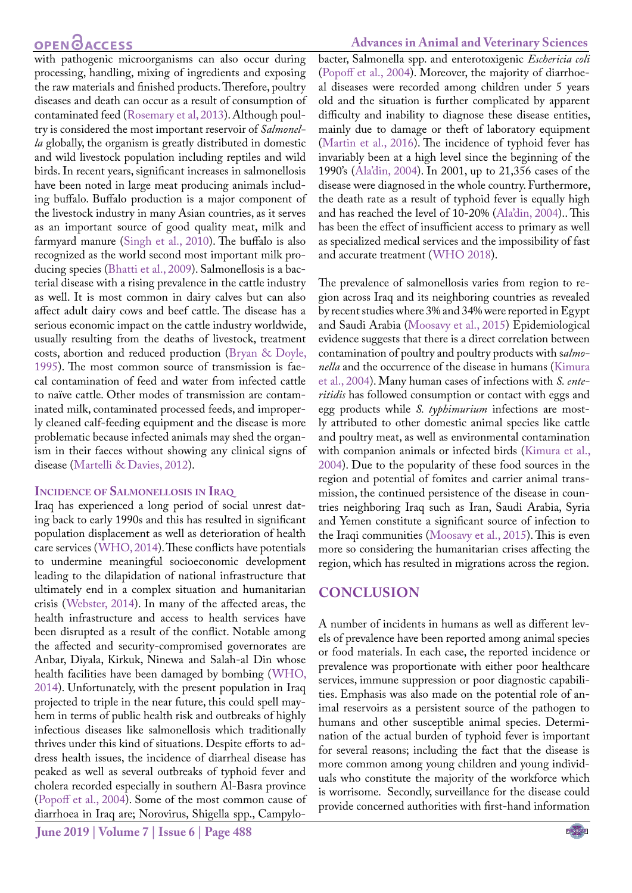with pathogenic microorganisms can also occur during processing, handling, mixing of ingredients and exposing the raw materials and finished products. Therefore, poultry diseases and death can occur as a result of consumption of contaminated feed (Rosemary et al, 2013). Although poultry is considered the most important reservoir of *Salmonella* globally, the organism is greatly distributed in domestic and wild livestock population including reptiles and wild birds. In recent years, significant increases in salmonellosis have been noted in large meat producing animals including buffalo. Buffalo production is a major component of the livestock industry in many Asian countries, as it serves as an important source of good quality meat, milk and farmyard manure (Singh et al., 2010). The buffalo is also recognized as the world second most important milk producing species (Bhatti et al., 2009). Salmonellosis is a bacterial disease with a rising prevalence in the cattle industry as well. It is most common in dairy calves but can also affect adult dairy cows and beef cattle. The disease has a serious economic impact on the cattle industry worldwide, usually resulting from the deaths of livestock, treatment costs, abortion and reduced production (Bryan & Doyle, 1995). The most common source of transmission is faecal contamination of feed and water from infected cattle to naïve cattle. Other modes of transmission are contaminated milk, contaminated processed feeds, and improperly cleaned calf-feeding equipment and the disease is more problematic because infected animals may shed the organism in their faeces without showing any clinical signs of disease (Martelli & Davies, 2012).

### Incidence of Salmonellosis in Iraq

Iraq has experienced a long period of social unrest dating back to early 1990s and this has resulted in significant population displacement as well as deterioration of health care services (WHO, 2014). These conflicts have potentials to undermine meaningful socioeconomic development leading to the dilapidation of national infrastructure that ultimately end in a complex situation and humanitarian crisis (Webster, 2014). In many of the affected areas, the health infrastructure and access to health services have been disrupted as a result of the conflict. Notable among the affected and security-compromised governorates are Anbar, Diyala, Kirkuk, Ninewa and Salah-al Din whose health facilities have been damaged by bombing (WHO, 2014). Unfortunately, with the present population in Iraq projected to triple in the near future, this could spell mayhem in terms of public health risk and outbreaks of highly infectious diseases like salmonellosis which traditionally thrives under this kind of situations. Despite efforts to address health issues, the incidence of diarrheal disease has peaked as well as several outbreaks of typhoid fever and cholera recorded especially in southern Al-Basra province (Popoff et al., 2004). Some of the most common cause of diarrhoea in Iraq are; Norovirus, Shigella spp., Campylobacter, Salmonella spp. and enterotoxigenic *Eschericia coli* (Popoff et al., 2004). Moreover, the majority of diarrhoeal diseases were recorded among children under 5 years old and the situation is further complicated by apparent difficulty and inability to diagnose these disease entities, mainly due to damage or theft of laboratory equipment (Martin et al., 2016). The incidence of typhoid fever has invariably been at a high level since the beginning of the 1990's (Ala'din, 2004). In 2001, up to 21,356 cases of the disease were diagnosed in the whole country. Furthermore, the death rate as a result of typhoid fever is equally high and has reached the level of 10-20% (Ala'din, 2004).. This has been the effect of insufficient access to primary as well as specialized medical services and the impossibility of fast and accurate treatment (WHO 2018).

The prevalence of salmonellosis varies from region to region across Iraq and its neighboring countries as revealed by recent studies where 3% and 34% were reported in Egypt and Saudi Arabia (Moosavy et al., 2015) Epidemiological evidence suggests that there is a direct correlation between contamination of poultry and poultry products with s*almonella* and the occurrence of the disease in humans (Kimura et al., 2004). Many human cases of infections with *S. enteritidis* has followed consumption or contact with eggs and egg products while *S. typhimurium* infections are mostly attributed to other domestic animal species like cattle and poultry meat, as well as environmental contamination with companion animals or infected birds (Kimura et al., 2004). Due to the popularity of these food sources in the region and potential of fomites and carrier animal transmission, the continued persistence of the disease in countries neighboring Iraq such as Iran, Saudi Arabia, Syria and Yemen constitute a significant source of infection to the Iraqi communities (Moosavy et al., 2015). This is even more so considering the humanitarian crises affecting the region, which has resulted in migrations across the region.

## CONCLUSION

A number of incidents in humans as well as different levels of prevalence have been reported among animal species or food materials. In each case, the reported incidence or prevalence was proportionate with either poor healthcare services, immune suppression or poor diagnostic capabilities. Emphasis was also made on the potential role of animal reservoirs as a persistent source of the pathogen to humans and other susceptible animal species. Determination of the actual burden of typhoid fever is important for several reasons; including the fact that the disease is more common among young children and young individuals who constitute the majority of the workforce which is worrisome. Secondly, surveillance for the disease could provide concerned authorities with first-hand information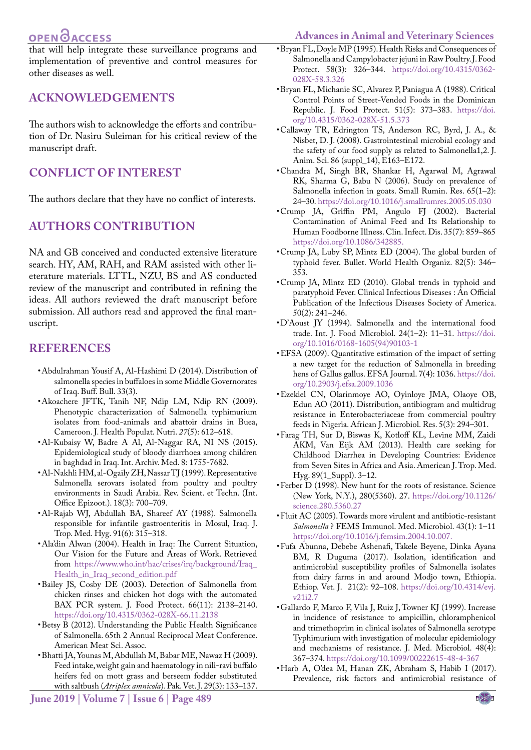that will help integrate these surveillance programs and implementation of preventive and control measures for other diseases as well.

## ACKNOWLEDGEMENTS

The authors wish to acknowledge the efforts and contribution of Dr. Nasiru Suleiman for his critical review of the manuscript draft.

## CONFLICT OF INTEREST

The authors declare that they have no conflict of interests.

## AUTHORS CONTRIBUTION

NA and GB conceived and conducted extensive literature search. HY, AM, RAH, and RAM assisted with other lieterature materials. LTTL, NZU, BS and AS conducted review of the manuscript and contributed in refining the ideas. All authors reviewed the draft manuscript before submission. All authors read and approved the final manuscript.

## REFERENCES

- Abdulrahman Yousif A, Al-Hashimi D (2014). Distribution of salmonella species in buffaloes in some Middle Governorates of Iraq. Buff. Bull. 33(3).
- Akoachere JFTK, Tanih NF, Ndip LM, Ndip RN (2009). Phenotypic characterization of Salmonella typhimurium isolates from food-animals and abattoir drains in Buea, Cameroon. J. Health Populat. Nutri. *27*(5): 612–618.
- Al-Kubaisy W, Badre A Al, Al-Naggar RA, NI NS (2015). Epidemiological study of bloody diarrhoea among children in baghdad in Iraq. Int. Archiv. Med. 8: 1755-7682.
- Al-Nakhli HM, al-Ogaily ZH, Nassar TJ (1999). Representative Salmonella serovars isolated from poultry and poultry environments in Saudi Arabia. Rev. Scient. et Techn. (Int. Office Epizoot.). 18(3): 700–709.
- Al-Rajab WJ, Abdullah BA, Shareef AY (1988). Salmonella responsible for infantile gastroenteritis in Mosul, Iraq. J. Trop. Med. Hyg. 91(6): 315–318.
- Ala'din Alwan (2004). Health in Iraq: The Current Situation, Our Vision for the Future and Areas of Work. Retrieved from https://www.who.int/hac/crises/irq/background/Iraq_Health_in_Iraq_second_edition.pdf
- Bailey JS, Cosby DE (2003). Detection of Salmonella from chicken rinses and chicken hot dogs with the automated BAX PCR system. J. Food Protect. 66(11): 2138–2140. https://doi.org/10.4315/0362-028X-66.11.2138
- Betsy B (2012). Understanding the Public Health Significance of Salmonella. 65th 2 Annual Reciprocal Meat Conference. American Meat Sci. Assoc.
- Bhatti JA, Younas M, Abdullah M, Babar ME, Nawaz H (2009). Feed intake, weight gain and haematology in nili-ravi buffalo heifers fed on mott grass and berseem fodder substituted with saltbush (*Atriplex amnicola*). Pak. Vet. J. 29(3): 133–137.
- Bryan FL, Doyle MP (1995). Health Risks and Consequences of Salmonella and Campylobacter jejuni in Raw Poultry. J. Food Protect. 58(3): 326–344. https://doi.org/10.4315/0362-028X-58.3.326
- Bryan FL, Michanie SC, Alvarez P, Paniagua A (1988). Critical Control Points of Street-Vended Foods in the Dominican Republic. J. Food Protect. 51(5): 373–383. https://doi.org/10.4315/0362-028X-51.5.373
- Callaway TR, Edrington TS, Anderson RC, Byrd, J. A., & Nisbet, D. J. (2008). Gastrointestinal microbial ecology and the safety of our food supply as related to Salmonella1,2. J. Anim. Sci. 86 (suppl_14), E163–E172.
- Chandra M, Singh BR, Shankar H, Agarwal M, Agrawal RK, Sharma G, Babu N (2006). Study on prevalence of Salmonella infection in goats. Small Rumin. Res. 65(1–2): 24–30. https://doi.org/10.1016/j.smallrumres.2005.05.030
- Crump JA, Griffin PM, Angulo FJ (2002). Bacterial Contamination of Animal Feed and Its Relationship to Human Foodborne Illness. Clin. Infect. Dis. 35(7): 859–865 https://doi.org/10.1086/342885.
- Crump JA, Luby SP, Mintz ED (2004). The global burden of typhoid fever. Bullet. World Health Organiz. 82(5): 346–353.
- Crump JA, Mintz ED (2010). Global trends in typhoid and paratyphoid Fever. Clinical Infectious Diseases : An Official Publication of the Infectious Diseases Society of America. 50(2): 241–246.
- D'Aoust JY (1994). Salmonella and the international food trade. Int. J. Food Microbiol. 24(1–2): 11–31. https://doi.org/10.1016/0168-1605(94)90103-1
- EFSA (2009). Quantitative estimation of the impact of setting a new target for the reduction of Salmonella in breeding hens of Gallus gallus. EFSA Journal. 7(4): 1036. https://doi.org/10.2903/j.efsa.2009.1036
- Ezekiel CN, Olarinmoye AO, Oyinloye JMA, Olaoye OB, Edun AO (2011). Distribution, antibiogram and multidrug resistance in Enterobacteriaceae from commercial poultry feeds in Nigeria. African J. Microbiol. Res. 5(3): 294–301.
- Farag TH, Sur D, Biswas K, Kotloff KL, Levine MM, Zaidi AKM, Van Eijk AM (2013). Health care seeking for Childhood Diarrhea in Developing Countries: Evidence from Seven Sites in Africa and Asia. American J. Trop. Med. Hyg. 89(1_Suppl). 3–12.
- Ferber D (1998). New hunt for the roots of resistance. Science (New York, N.Y.), 280(5360). 27. https://doi.org/10.1126/science.280.5360.27
- Fluit AC (2005). Towards more virulent and antibiotic-resistant *Salmonella* ? FEMS Immunol. Med. Microbiol. 43(1): 1–11 https://doi.org/10.1016/j.femsim.2004.10.007.
- Fufa Abunna, Debebe Ashenafi, Takele Beyene, Dinka Ayana BM, R Duguma (2017). Isolation, identification and antimicrobial susceptibility profiles of Salmonella isolates from dairy farms in and around Modjo town, Ethiopia. Ethiop. Vet. J. 21(2): 92–108. https://doi.org/10.4314/evj.v21i2.7
- Gallardo F, Marco F, Vila J, Ruiz J, Towner KJ (1999). Increase in incidence of resistance to ampicillin, chloramphenicol and trimethoprim in clinical isolates of Salmonella serotype Typhimurium with investigation of molecular epidemiology and mechanisms of resistance. J. Med. Microbiol. 48(4): 367–374. https://doi.org/10.1099/00222615-48-4-367
- Harb A, O'dea M, Hanan ZK, Abraham S, Habib I (2017). Prevalence, risk factors and antimicrobial resistance of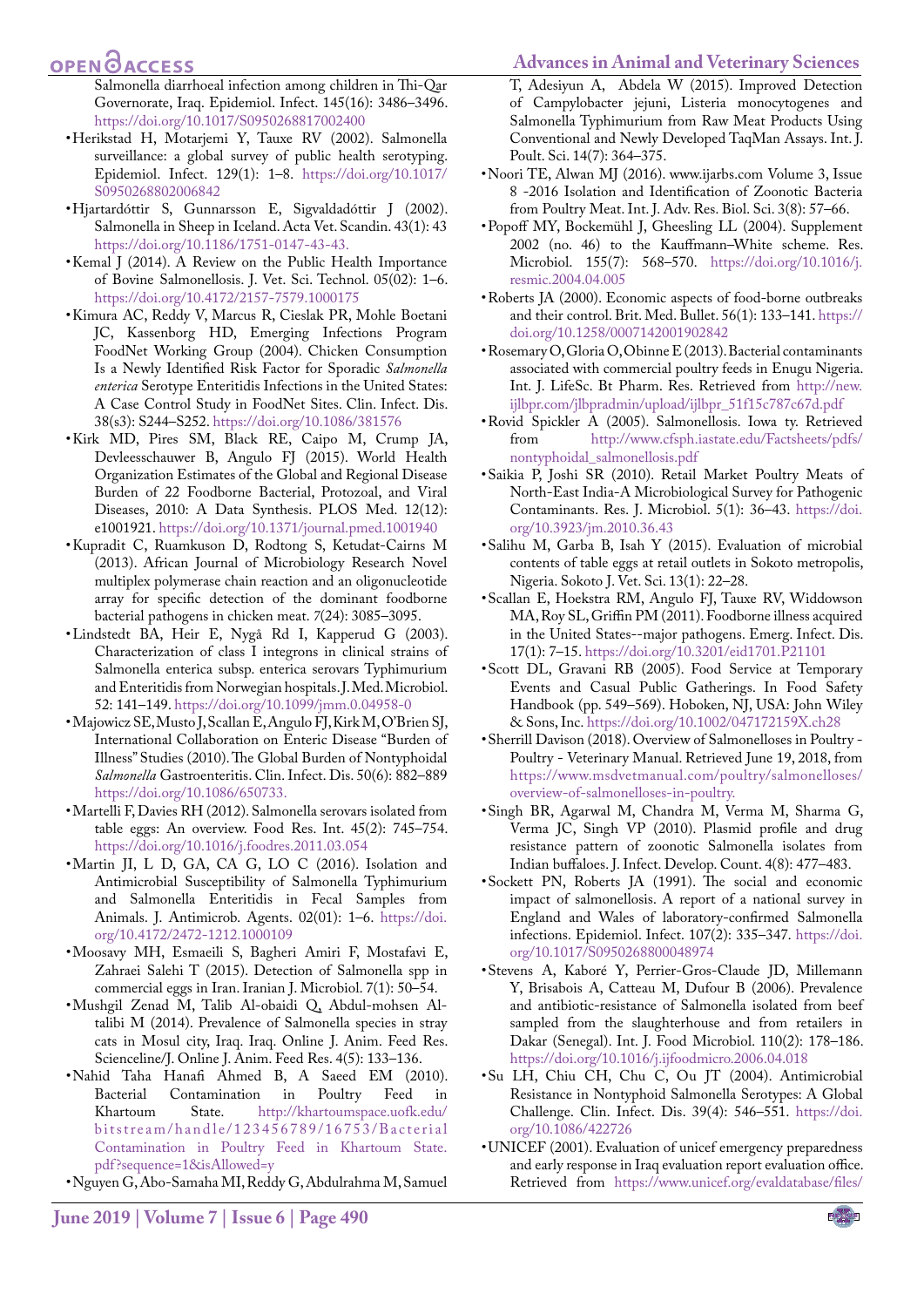Salmonella diarrhoeal infection among children in Thi-Qar Governorate, Iraq. Epidemiol. Infect. 145(16): 3486–3496. https://doi.org/10.1017/S0950268817002400

- Herikstad H, Motarjemi Y, Tauxe RV (2002). Salmonella surveillance: a global survey of public health serotyping. Epidemiol. Infect. 129(1): 1–8. https://doi.org/10.1017/S0950268802006842
- Hjartardóttir S, Gunnarsson E, Sigvaldadóttir J (2002). Salmonella in Sheep in Iceland. Acta Vet. Scandin. 43(1): 43 https://doi.org/10.1186/1751-0147-43-43.
- Kemal J (2014). A Review on the Public Health Importance of Bovine Salmonellosis. J. Vet. Sci. Technol. 05(02): 1–6. https://doi.org/10.4172/2157-7579.1000175
- Kimura AC, Reddy V, Marcus R, Cieslak PR, Mohle Boetani JC, Kassenborg HD, Emerging Infections Program FoodNet Working Group (2004). Chicken Consumption Is a Newly Identified Risk Factor for Sporadic *Salmonella enterica* Serotype Enteritidis Infections in the United States: A Case Control Study in FoodNet Sites. Clin. Infect. Dis. 38(s3): S244–S252. https://doi.org/10.1086/381576
- Kirk MD, Pires SM, Black RE, Caipo M, Crump JA, Devleesschauwer B, Angulo FJ (2015). World Health Organization Estimates of the Global and Regional Disease Burden of 22 Foodborne Bacterial, Protozoal, and Viral Diseases, 2010: A Data Synthesis. PLOS Med. 12(12): e1001921. https://doi.org/10.1371/journal.pmed.1001940
- Kupradit C, Ruamkuson D, Rodtong S, Ketudat-Cairns M (2013). African Journal of Microbiology Research Novel multiplex polymerase chain reaction and an oligonucleotide array for specific detection of the dominant foodborne bacterial pathogens in chicken meat. 7(24): 3085–3095.
- Lindstedt BA, Heir E, Nygå Rd I, Kapperud G (2003). Characterization of class I integrons in clinical strains of Salmonella enterica subsp. enterica serovars Typhimurium and Enteritidis from Norwegian hospitals. J. Med. Microbiol. 52: 141–149. https://doi.org/10.1099/jmm.0.04958-0
- Majowicz SE, Musto J, Scallan E, Angulo FJ, Kirk M, O'Brien SJ, International Collaboration on Enteric Disease "Burden of Illness" Studies (2010). The Global Burden of Nontyphoidal *Salmonella* Gastroenteritis. Clin. Infect. Dis. 50(6): 882–889 https://doi.org/10.1086/650733.
- Martelli F, Davies RH (2012). Salmonella serovars isolated from table eggs: An overview. Food Res. Int. 45(2): 745–754. https://doi.org/10.1016/j.foodres.2011.03.054
- Martin JI, L D, GA, CA G, LO C (2016). Isolation and Antimicrobial Susceptibility of Salmonella Typhimurium and Salmonella Enteritidis in Fecal Samples from Animals. J. Antimicrob. Agents. 02(01): 1–6. https://doi.org/10.4172/2472-1212.1000109
- Moosavy MH, Esmaeili S, Bagheri Amiri F, Mostafavi E, Zahraei Salehi T (2015). Detection of Salmonella spp in commercial eggs in Iran. Iranian J. Microbiol. 7(1): 50–54.
- Mushgil Zenad M, Talib Al-obaidi Q, Abdul-mohsen Al-talibi M (2014). Prevalence of Salmonella species in stray cats in Mosul city, Iraq. Iraq. Online J. Anim. Feed Res. Scienceline/J. Online J. Anim. Feed Res. 4(5): 133–136.
- Nahid Taha Hanafi Ahmed B, A Saeed EM (2010). Bacterial Contamination in Poultry Feed in Khartoum State. http://khartoumspace.uofk.edu/bitstream/handle/123456789/16753/Bacterial Contamination in Poultry Feed in Khartoum State.pdf?sequence=1&isAllowed=y
- Nguyen G, Abo-Samaha MI, Reddy G, Abdulrahma M, Samuel T, Adesiyun A, Abdela W (2015). Improved Detection of Campylobacter jejuni, Listeria monocytogenes and Salmonella Typhimurium from Raw Meat Products Using Conventional and Newly Developed TaqMan Assays. Int. J. Poult. Sci. 14(7): 364–375.
- Noori TE, Alwan MJ (2016). www.ijarbs.com Volume 3, Issue 8 -2016 Isolation and Identification of Zoonotic Bacteria from Poultry Meat. Int. J. Adv. Res. Biol. Sci. 3(8): 57–66.
- Popoff MY, Bockemühl J, Gheesling LL (2004). Supplement 2002 (no. 46) to the Kauffmann–White scheme. Res. Microbiol. 155(7): 568–570. https://doi.org/10.1016/j.resmic.2004.04.005
- Roberts JA (2000). Economic aspects of food-borne outbreaks and their control. Brit. Med. Bullet. 56(1): 133–141. https://doi.org/10.1258/0007142001902842
- Rosemary O, Gloria O, Obinne E (2013). Bacterial contaminants associated with commercial poultry feeds in Enugu Nigeria. Int. J. LifeSc. Bt Pharm. Res. Retrieved from http://new.ijlbpr.com/jlbpradmin/upload/ijlbpr_51f15c787c67d.pdf
- Rovid Spickler A (2005). Salmonellosis. Iowa ty. Retrieved from http://www.cfsph.iastate.edu/Factsheets/pdfs/nontyphoidal_salmonellosis.pdf
- Saikia P, Joshi SR (2010). Retail Market Poultry Meats of North-East India-A Microbiological Survey for Pathogenic Contaminants. Res. J. Microbiol. 5(1): 36–43. https://doi.org/10.3923/jm.2010.36.43
- Salihu M, Garba B, Isah Y (2015). Evaluation of microbial contents of table eggs at retail outlets in Sokoto metropolis, Nigeria. Sokoto J. Vet. Sci. 13(1): 22–28.
- Scallan E, Hoekstra RM, Angulo FJ, Tauxe RV, Widdowson MA, Roy SL, Griffin PM (2011). Foodborne illness acquired in the United States--major pathogens. Emerg. Infect. Dis. 17(1): 7–15. https://doi.org/10.3201/eid1701.P21101
- Scott DL, Gravani RB (2005). Food Service at Temporary Events and Casual Public Gatherings. In Food Safety Handbook (pp. 549–569). Hoboken, NJ, USA: John Wiley & Sons, Inc. https://doi.org/10.1002/047172159X.ch28
- Sherrill Davison (2018). Overview of Salmonelloses in Poultry - Poultry - Veterinary Manual. Retrieved June 19, 2018, from https://www.msdvetmanual.com/poultry/salmonelloses/overview-of-salmonelloses-in-poultry.
- Singh BR, Agarwal M, Chandra M, Verma M, Sharma G, Verma JC, Singh VP (2010). Plasmid profile and drug resistance pattern of zoonotic Salmonella isolates from Indian buffaloes. J. Infect. Develop. Count. 4(8): 477–483.
- Sockett PN, Roberts JA (1991). The social and economic impact of salmonellosis. A report of a national survey in England and Wales of laboratory-confirmed Salmonella infections. Epidemiol. Infect. 107(2): 335–347. https://doi.org/10.1017/S0950268800048974
- Stevens A, Kaboré Y, Perrier-Gros-Claude JD, Millemann Y, Brisabois A, Catteau M, Dufour B (2006). Prevalence and antibiotic-resistance of Salmonella isolated from beef sampled from the slaughterhouse and from retailers in Dakar (Senegal). Int. J. Food Microbiol. 110(2): 178–186. https://doi.org/10.1016/j.ijfoodmicro.2006.04.018
- Su LH, Chiu CH, Chu C, Ou JT (2004). Antimicrobial Resistance in Nontyphoid Salmonella Serotypes: A Global Challenge. Clin. Infect. Dis. 39(4): 546–551. https://doi.org/10.1086/422726
- UNICEF (2001). Evaluation of unicef emergency preparedness and early response in Iraq evaluation report evaluation office. Retrieved from https://www.unicef.org/evaldatabase/files/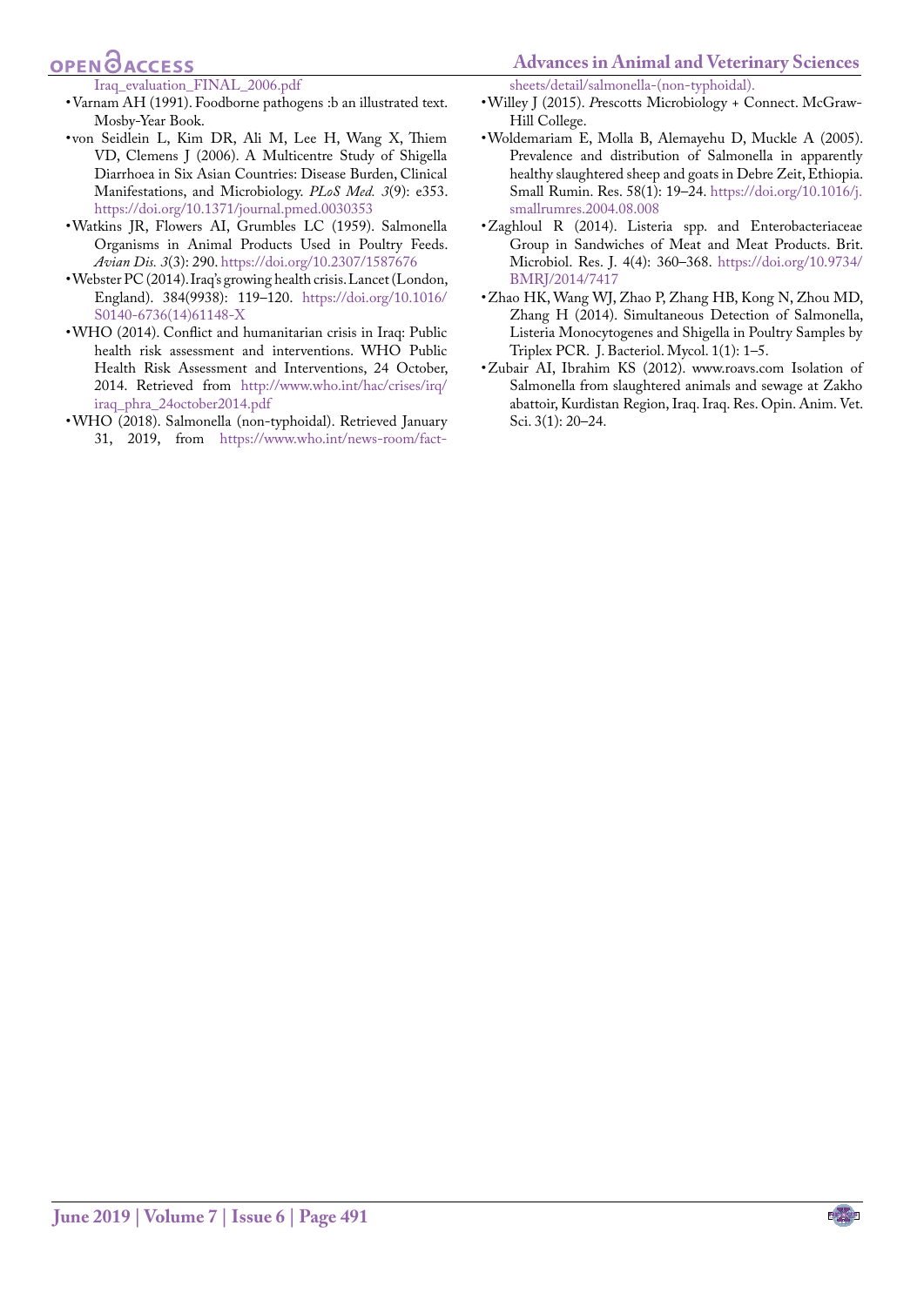Iraq_evaluation_FINAL_2006.pdf

- Varnam AH (1991). Foodborne pathogens :b an illustrated text. Mosby-Year Book.
- von Seidlein L, Kim DR, Ali M, Lee H, Wang X, Thiem VD, Clemens J (2006). A Multicentre Study of Shigella Diarrhoea in Six Asian Countries: Disease Burden, Clinical Manifestations, and Microbiology. *PLoS Med. 3*(9): e353. https://doi.org/10.1371/journal.pmed.0030353
- Watkins JR, Flowers AI, Grumbles LC (1959). Salmonella Organisms in Animal Products Used in Poultry Feeds. *Avian Dis. 3*(3): 290. https://doi.org/10.2307/1587676
- Webster PC (2014). Iraq's growing health crisis. Lancet (London, England). 384(9938): 119–120. https://doi.org/10.1016/S0140-6736(14)61148-X
- WHO (2014). Conflict and humanitarian crisis in Iraq: Public health risk assessment and interventions. WHO Public Health Risk Assessment and Interventions, 24 October, 2014. Retrieved from http://www.who.int/hac/crises/irq/iraq_phra_24october2014.pdf
- WHO (2018). Salmonella (non-typhoidal). Retrieved January 31, 2019, from https://www.who.int/news-room/fact-sheets/detail/salmonella-(non-typhoidal).
- Willey J (2015). *P*rescotts Microbiology + Connect. McGraw-Hill College.
- Woldemariam E, Molla B, Alemayehu D, Muckle A (2005). Prevalence and distribution of Salmonella in apparently healthy slaughtered sheep and goats in Debre Zeit, Ethiopia. Small Rumin. Res. 58(1): 19–24. https://doi.org/10.1016/j.smallrumres.2004.08.008
- Zaghloul R (2014). Listeria spp. and Enterobacteriaceae Group in Sandwiches of Meat and Meat Products. Brit. Microbiol. Res. J. 4(4): 360–368. https://doi.org/10.9734/BMRJ/2014/7417
- Zhao HK, Wang WJ, Zhao P, Zhang HB, Kong N, Zhou MD, Zhang H (2014). Simultaneous Detection of Salmonella, Listeria Monocytogenes and Shigella in Poultry Samples by Triplex PCR. J. Bacteriol. Mycol. 1(1): 1–5.
- Zubair AI, Ibrahim KS (2012). www.roavs.com Isolation of Salmonella from slaughtered animals and sewage at Zakho abattoir, Kurdistan Region, Iraq. Iraq. Res. Opin. Anim. Vet. Sci. 3(1): 20–24.